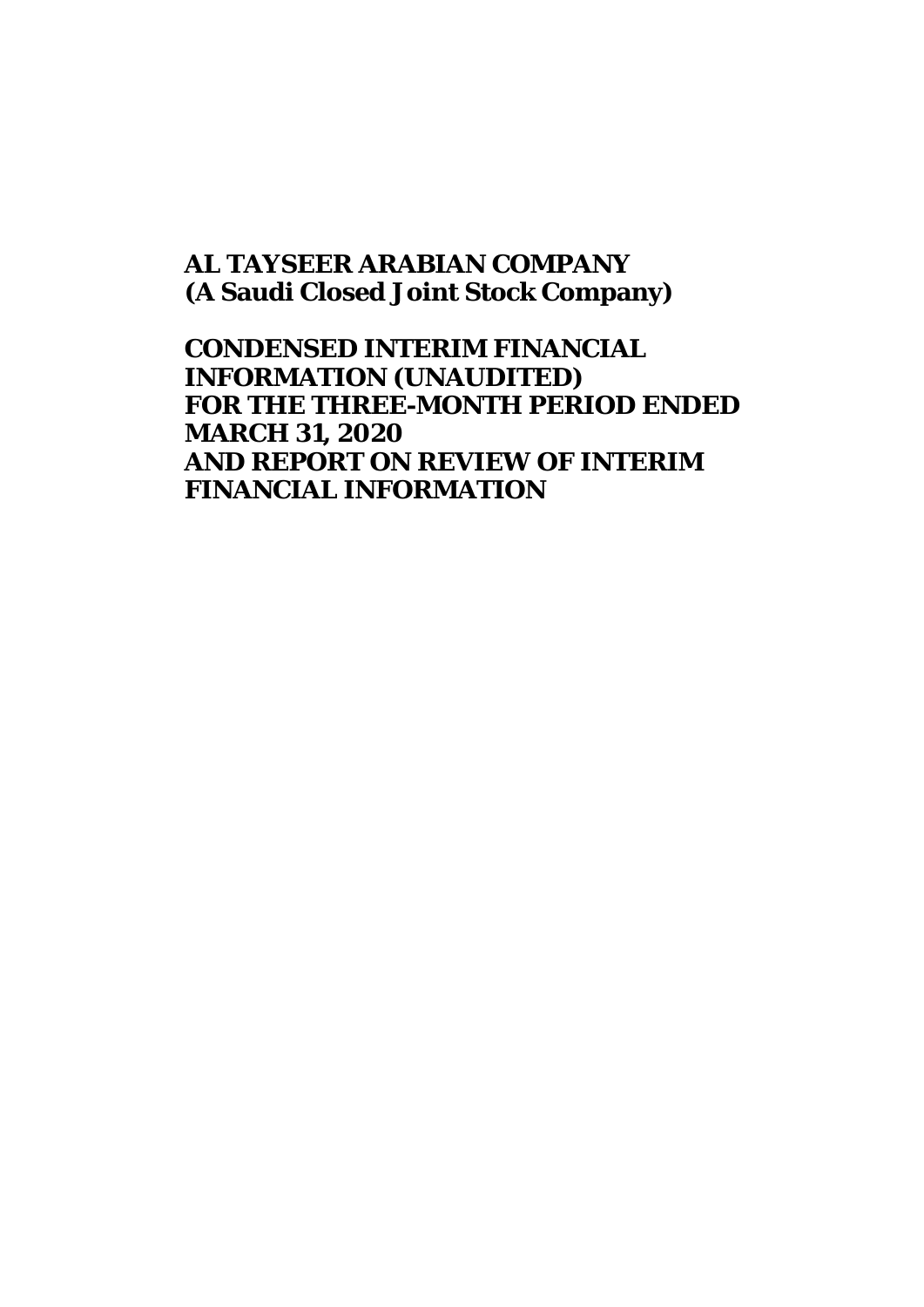# AL TAYSEER ARABIAN COMPANY
**(A Saudi Closed Joint Stock Company)**

## CONDENSED INTERIM FINANCIAL INFORMATION (UNAUDITED)
## FOR THE THREE-MONTH PERIOD ENDED MARCH 31, 2020
## AND REPORT ON REVIEW OF INTERIM FINANCIAL INFORMATION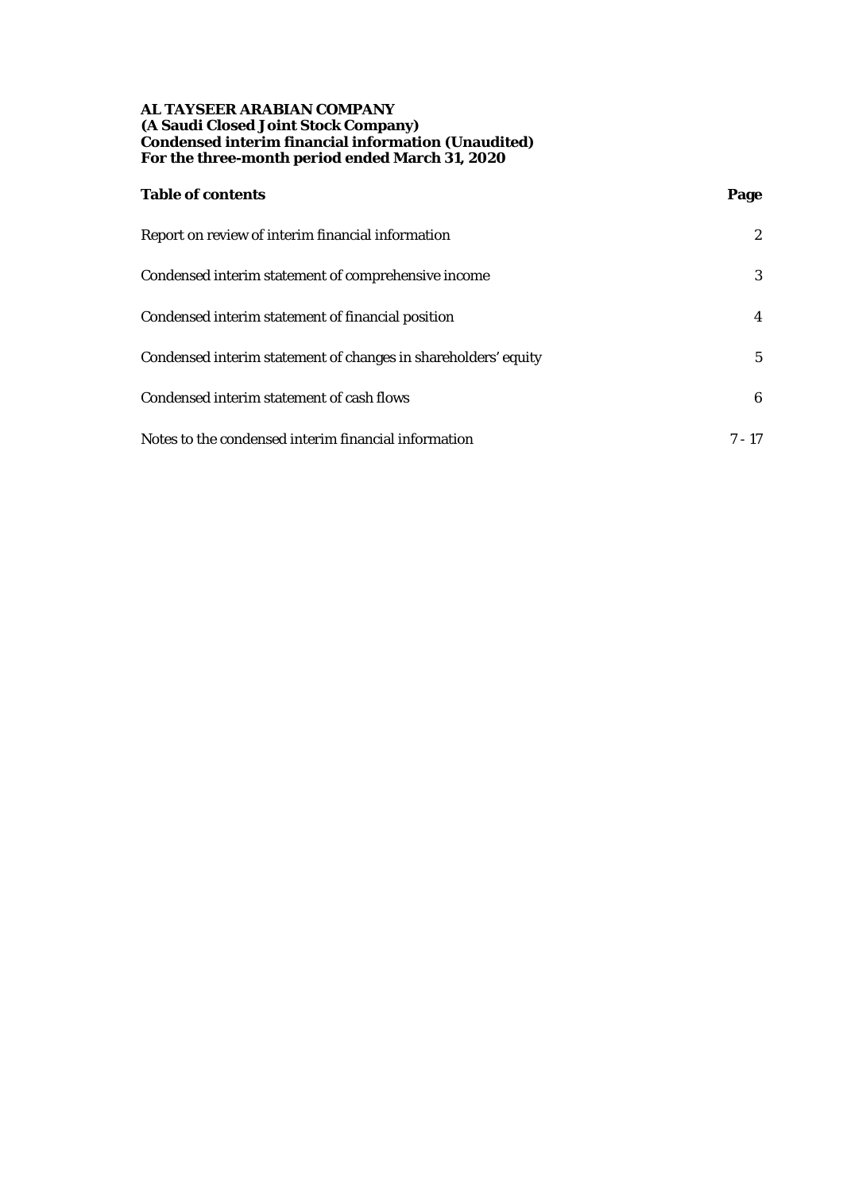**AL TAYSEER ARABIAN COMPANY**
**(A Saudi Closed Joint Stock Company)**
**Condensed interim financial information (Unaudited)**
**For the three-month period ended March 31, 2020**

| **Table of contents** | **Page** |
|---|---|
| Report on review of interim financial information | 2 |
| Condensed interim statement of comprehensive income | 3 |
| Condensed interim statement of financial position | 4 |
| Condensed interim statement of changes in shareholders' equity | 5 |
| Condensed interim statement of cash flows | 6 |
| Notes to the condensed interim financial information | 7 - 17 |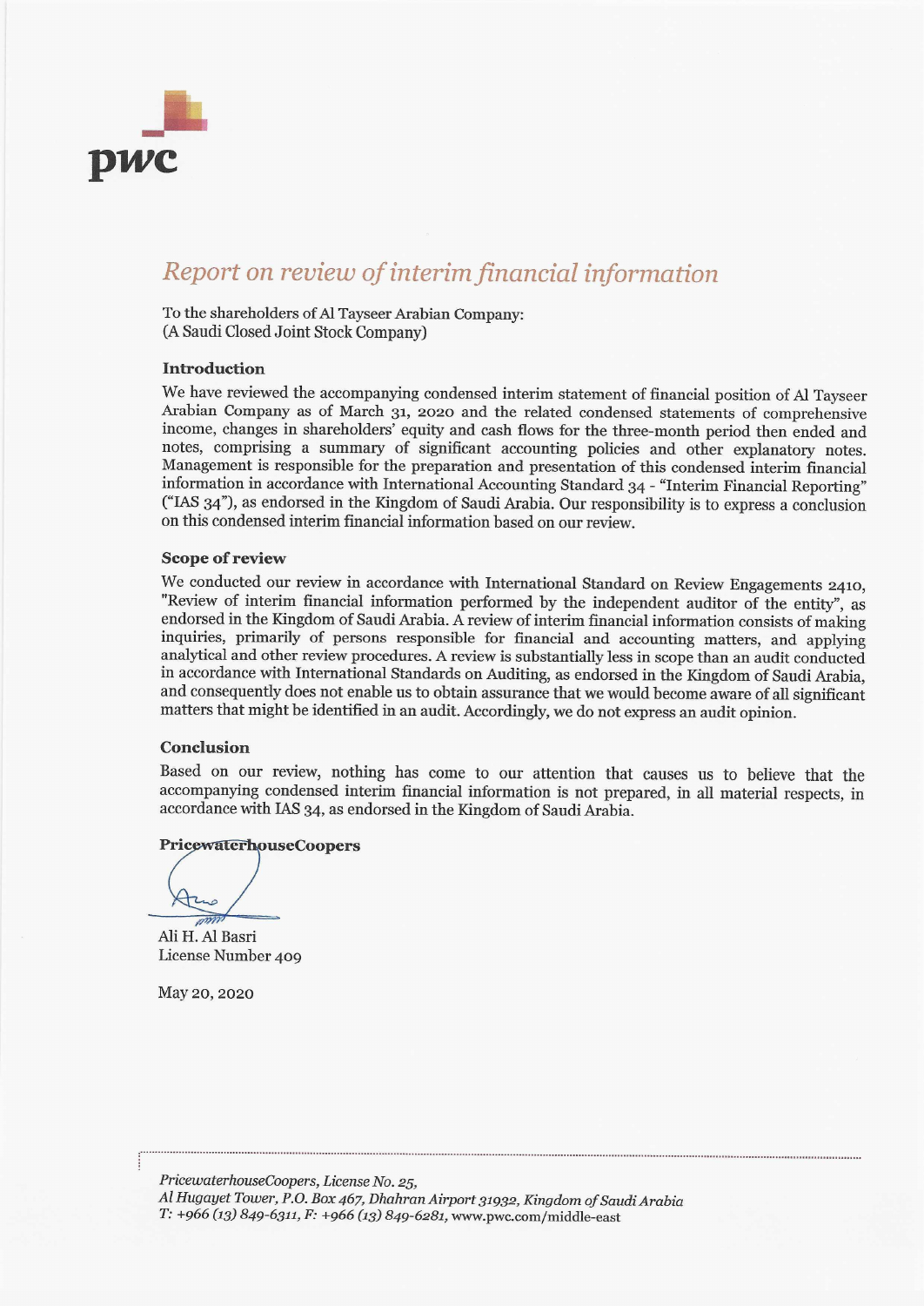pwc

# *Report on review of interim financial information*

To the shareholders of Al Tayseer Arabian Company:
(A Saudi Closed Joint Stock Company)

## Introduction

We have reviewed the accompanying condensed interim statement of financial position of Al Tayseer Arabian Company as of March 31, 2020 and the related condensed statements of comprehensive income, changes in shareholders' equity and cash flows for the three-month period then ended and notes, comprising a summary of significant accounting policies and other explanatory notes. Management is responsible for the preparation and presentation of this condensed interim financial information in accordance with International Accounting Standard 34 - "Interim Financial Reporting" ("IAS 34"), as endorsed in the Kingdom of Saudi Arabia. Our responsibility is to express a conclusion on this condensed interim financial information based on our review.

## Scope of review

We conducted our review in accordance with International Standard on Review Engagements 2410, "Review of interim financial information performed by the independent auditor of the entity", as endorsed in the Kingdom of Saudi Arabia. A review of interim financial information consists of making inquiries, primarily of persons responsible for financial and accounting matters, and applying analytical and other review procedures. A review is substantially less in scope than an audit conducted in accordance with International Standards on Auditing, as endorsed in the Kingdom of Saudi Arabia, and consequently does not enable us to obtain assurance that we would become aware of all significant matters that might be identified in an audit. Accordingly, we do not express an audit opinion.

## Conclusion

Based on our review, nothing has come to our attention that causes us to believe that the accompanying condensed interim financial information is not prepared, in all material respects, in accordance with IAS 34, as endorsed in the Kingdom of Saudi Arabia.

**PricewaterhouseCoopers**

Ali H. Al Basri
License Number 409

May 20, 2020

*PricewaterhouseCoopers, License No. 25,*
*Al Hugayet Tower, P.O. Box 467, Dhahran Airport 31932, Kingdom of Saudi Arabia*
*T: +966 (13) 849-6311, F: +966 (13) 849-6281,* www.pwc.com/middle-east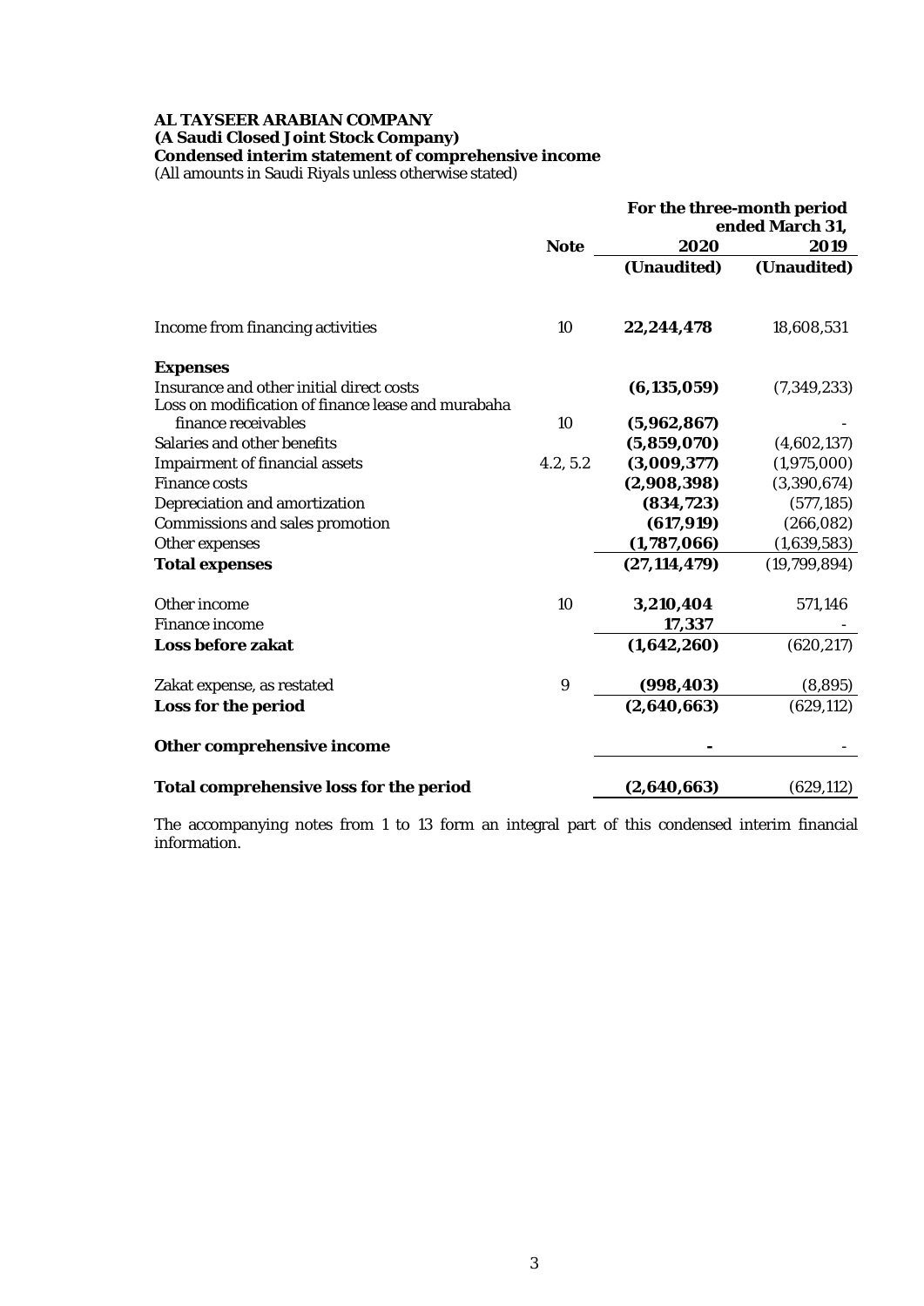**AL TAYSEER ARABIAN COMPANY**
**(A Saudi Closed Joint Stock Company)**
**Condensed interim statement of comprehensive income**
(All amounts in Saudi Riyals unless otherwise stated)

| | | For the three-month period ended March 31, | |
|---|---|---|---|
| | **Note** | **2020** | **2019** |
| | | **(Unaudited)** | **(Unaudited)** |
| Income from financing activities | 10 | **22,244,478** | 18,608,531 |
| **Expenses** | | | |
| Insurance and other initial direct costs | | **(6,135,059)** | (7,349,233) |
| Loss on modification of finance lease and murabaha finance receivables | 10 | **(5,962,867)** | - |
| Salaries and other benefits | | **(5,859,070)** | (4,602,137) |
| Impairment of financial assets | 4.2, 5.2 | **(3,009,377)** | (1,975,000) |
| Finance costs | | **(2,908,398)** | (3,390,674) |
| Depreciation and amortization | | **(834,723)** | (577,185) |
| Commissions and sales promotion | | **(617,919)** | (266,082) |
| Other expenses | | **(1,787,066)** | (1,639,583) |
| **Total expenses** | | **(27,114,479)** | (19,799,894) |
| Other income | 10 | **3,210,404** | 571,146 |
| Finance income | | **17,337** | - |
| **Loss before zakat** | | **(1,642,260)** | (620,217) |
| Zakat expense, as restated | 9 | **(998,403)** | (8,895) |
| **Loss for the period** | | **(2,640,663)** | (629,112) |
| **Other comprehensive income** | | **-** | - |
| **Total comprehensive loss for the period** | | **(2,640,663)** | (629,112) |

The accompanying notes from 1 to 13 form an integral part of this condensed interim financial information.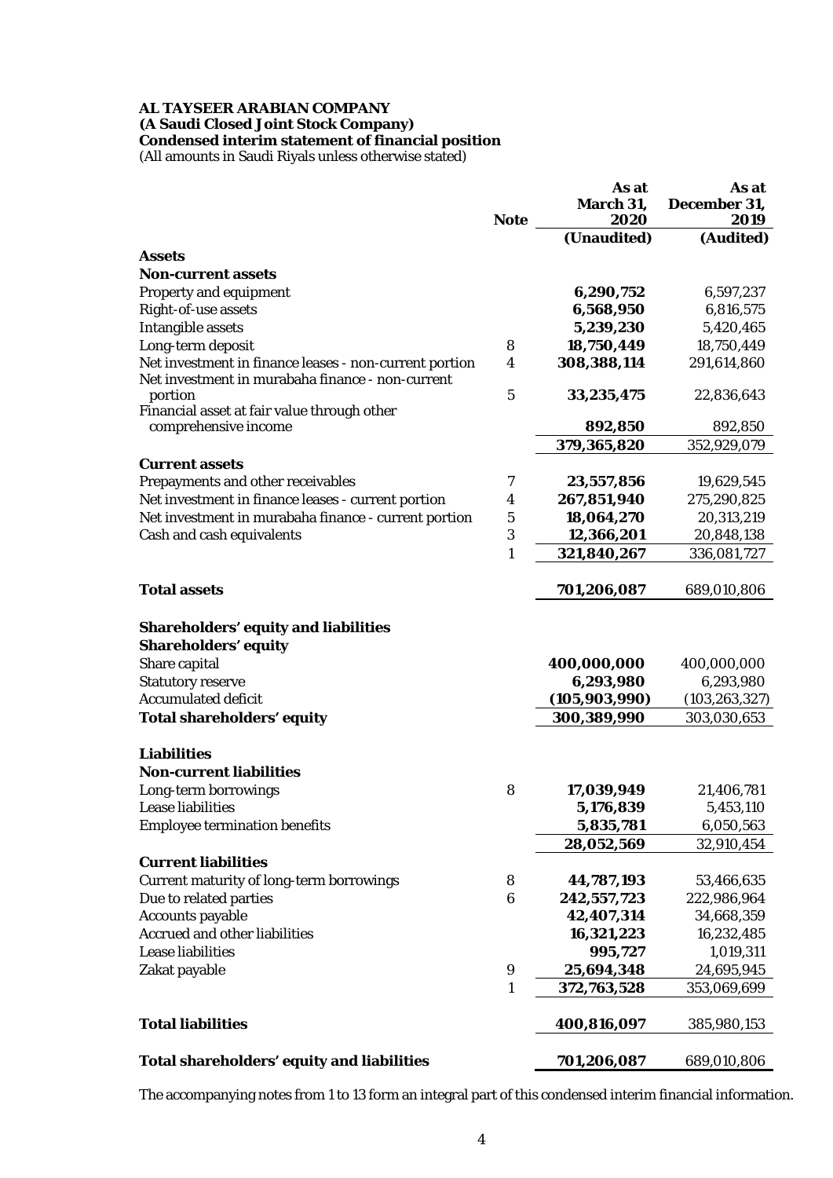**AL TAYSEER ARABIAN COMPANY**
**(A Saudi Closed Joint Stock Company)**
**Condensed interim statement of financial position**
(All amounts in Saudi Riyals unless otherwise stated)

| | Note | As at March 31, 2020 | As at December 31, 2019 |
|---|---|---|---|
| | | (Unaudited) | (Audited) |
| **Assets** | | | |
| **Non-current assets** | | | |
| Property and equipment | | **6,290,752** | 6,597,237 |
| Right-of-use assets | | **6,568,950** | 6,816,575 |
| Intangible assets | | **5,239,230** | 5,420,465 |
| Long-term deposit | 8 | **18,750,449** | 18,750,449 |
| Net investment in finance leases - non-current portion | 4 | **308,388,114** | 291,614,860 |
| Net investment in murabaha finance - non-current portion | 5 | **33,235,475** | 22,836,643 |
| Financial asset at fair value through other comprehensive income | | **892,850** | 892,850 |
| | | **379,365,820** | 352,929,079 |
| **Current assets** | | | |
| Prepayments and other receivables | 7 | **23,557,856** | 19,629,545 |
| Net investment in finance leases - current portion | 4 | **267,851,940** | 275,290,825 |
| Net investment in murabaha finance - current portion | 5 | **18,064,270** | 20,313,219 |
| Cash and cash equivalents | 3 | **12,366,201** | 20,848,138 |
| | 1 | **321,840,267** | 336,081,727 |
| **Total assets** | | **701,206,087** | 689,010,806 |
| **Shareholders' equity and liabilities** | | | |
| **Shareholders' equity** | | | |
| Share capital | | **400,000,000** | 400,000,000 |
| Statutory reserve | | **6,293,980** | 6,293,980 |
| Accumulated deficit | | **(105,903,990)** | (103,263,327) |
| **Total shareholders' equity** | | **300,389,990** | 303,030,653 |
| **Liabilities** | | | |
| **Non-current liabilities** | | | |
| Long-term borrowings | 8 | **17,039,949** | 21,406,781 |
| Lease liabilities | | **5,176,839** | 5,453,110 |
| Employee termination benefits | | **5,835,781** | 6,050,563 |
| | | **28,052,569** | 32,910,454 |
| **Current liabilities** | | | |
| Current maturity of long-term borrowings | 8 | **44,787,193** | 53,466,635 |
| Due to related parties | 6 | **242,557,723** | 222,986,964 |
| Accounts payable | | **42,407,314** | 34,668,359 |
| Accrued and other liabilities | | **16,321,223** | 16,232,485 |
| Lease liabilities | | **995,727** | 1,019,311 |
| Zakat payable | 9 | **25,694,348** | 24,695,945 |
| | 1 | **372,763,528** | 353,069,699 |
| **Total liabilities** | | **400,816,097** | 385,980,153 |
| **Total shareholders' equity and liabilities** | | **701,206,087** | 689,010,806 |

The accompanying notes from 1 to 13 form an integral part of this condensed interim financial information.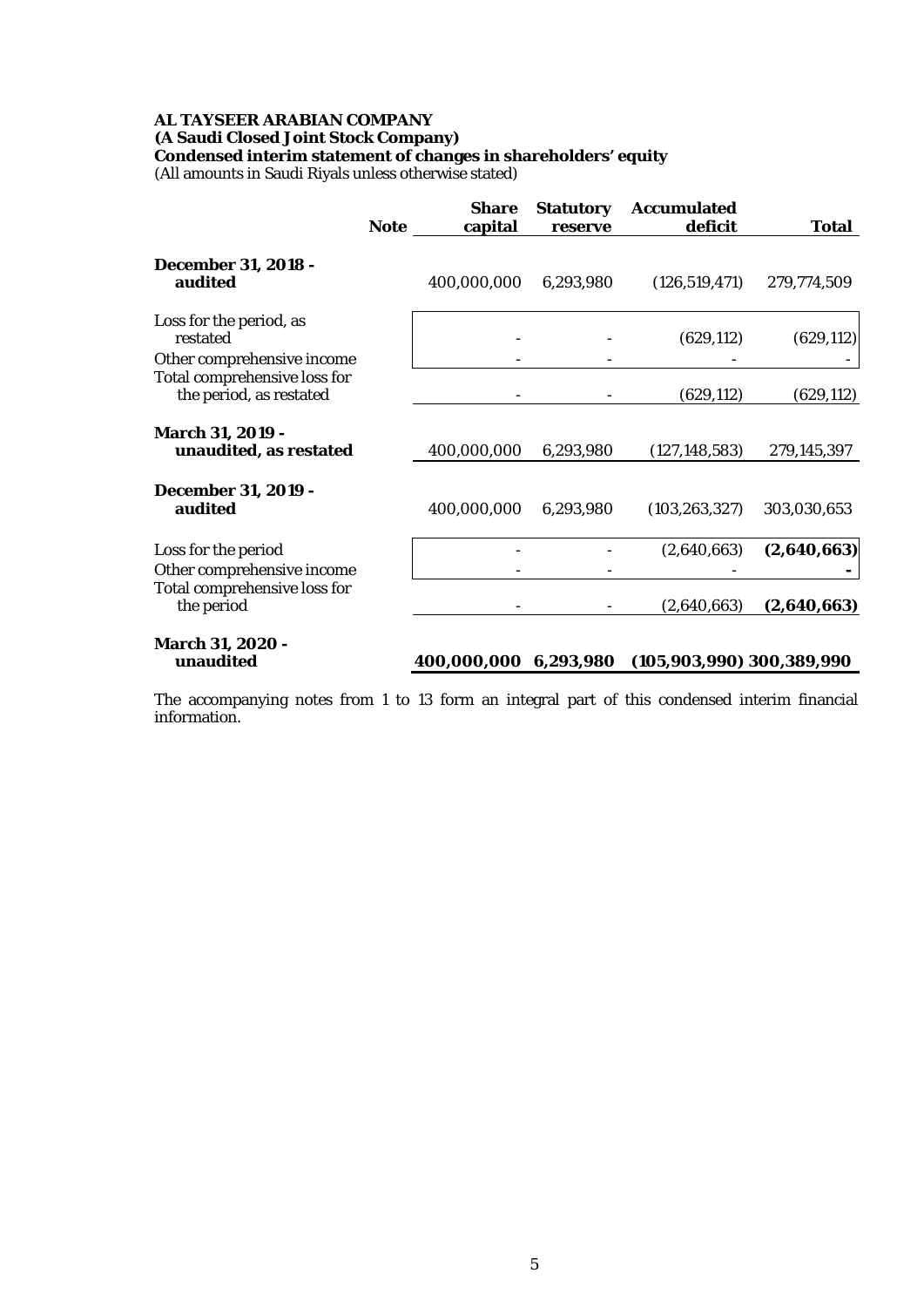**AL TAYSEER ARABIAN COMPANY**
**(A Saudi Closed Joint Stock Company)**
**Condensed interim statement of changes in shareholders' equity**
(All amounts in Saudi Riyals unless otherwise stated)

| | Note | Share capital | Statutory reserve | Accumulated deficit | Total |
|---|---|---|---|---|---|
| **December 31, 2018 - audited** | | 400,000,000 | 6,293,980 | (126,519,471) | 279,774,509 |
| Loss for the period, as restated | | - | - | (629,112) | (629,112) |
| Other comprehensive income | | - | - | - | - |
| Total comprehensive loss for the period, as restated | | - | - | (629,112) | (629,112) |
| **March 31, 2019 - unaudited, as restated** | | 400,000,000 | 6,293,980 | (127,148,583) | 279,145,397 |
| **December 31, 2019 - audited** | | 400,000,000 | 6,293,980 | (103,263,327) | 303,030,653 |
| Loss for the period | | - | - | (2,640,663) | **(2,640,663)** |
| Other comprehensive income | | - | - | - | **-** |
| Total comprehensive loss for the period | | - | - | (2,640,663) | **(2,640,663)** |
| **March 31, 2020 - unaudited** | | **400,000,000** | **6,293,980** | **(105,903,990)** | **300,389,990** |

The accompanying notes from 1 to 13 form an integral part of this condensed interim financial information.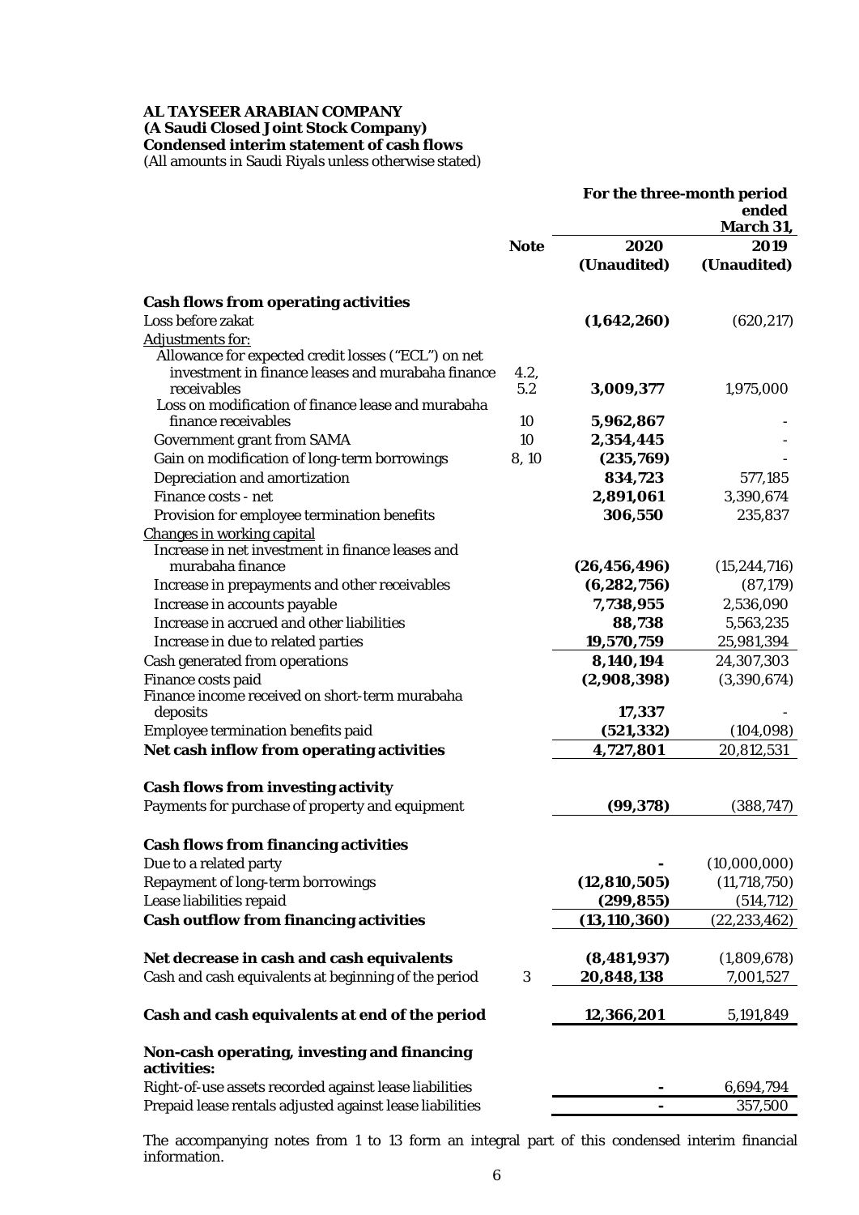**AL TAYSEER ARABIAN COMPANY**
**(A Saudi Closed Joint Stock Company)**
**Condensed interim statement of cash flows**
(All amounts in Saudi Riyals unless otherwise stated)

| | Note | For the three-month period ended March 31, 2020 (Unaudited) | 2019 (Unaudited) |
|---|---|---|---|
| **Cash flows from operating activities** | | | |
| Loss before zakat | | **(1,642,260)** | (620,217) |
| Adjustments for: | | | |
| Allowance for expected credit losses ("ECL") on net investment in finance leases and murabaha finance receivables | 4.2, 5.2 | **3,009,377** | 1,975,000 |
| Loss on modification of finance lease and murabaha finance receivables | 10 | **5,962,867** | - |
| Government grant from SAMA | 10 | **2,354,445** | - |
| Gain on modification of long-term borrowings | 8, 10 | **(235,769)** | - |
| Depreciation and amortization | | **834,723** | 577,185 |
| Finance costs - net | | **2,891,061** | 3,390,674 |
| Provision for employee termination benefits | | **306,550** | 235,837 |
| Changes in working capital | | | |
| Increase in net investment in finance leases and murabaha finance | | **(26,456,496)** | (15,244,716) |
| Increase in prepayments and other receivables | | **(6,282,756)** | (87,179) |
| Increase in accounts payable | | **7,738,955** | 2,536,090 |
| Increase in accrued and other liabilities | | **88,738** | 5,563,235 |
| Increase in due to related parties | | **19,570,759** | 25,981,394 |
| Cash generated from operations | | **8,140,194** | 24,307,303 |
| Finance costs paid | | **(2,908,398)** | (3,390,674) |
| Finance income received on short-term murabaha deposits | | **17,337** | - |
| Employee termination benefits paid | | **(521,332)** | (104,098) |
| **Net cash inflow from operating activities** | | **4,727,801** | 20,812,531 |
| | | | |
| **Cash flows from investing activity** | | | |
| Payments for purchase of property and equipment | | **(99,378)** | (388,747) |
| | | | |
| **Cash flows from financing activities** | | | |
| Due to a related party | | **-** | (10,000,000) |
| Repayment of long-term borrowings | | **(12,810,505)** | (11,718,750) |
| Lease liabilities repaid | | **(299,855)** | (514,712) |
| **Cash outflow from financing activities** | | **(13,110,360)** | (22,233,462) |
| | | | |
| **Net decrease in cash and cash equivalents** | | **(8,481,937)** | (1,809,678) |
| Cash and cash equivalents at beginning of the period | 3 | **20,848,138** | 7,001,527 |
| | | | |
| **Cash and cash equivalents at end of the period** | | **12,366,201** | 5,191,849 |
| | | | |
| **Non-cash operating, investing and financing activities:** | | | |
| Right-of-use assets recorded against lease liabilities | | **-** | 6,694,794 |
| Prepaid lease rentals adjusted against lease liabilities | | **-** | 357,500 |

The accompanying notes from 1 to 13 form an integral part of this condensed interim financial information.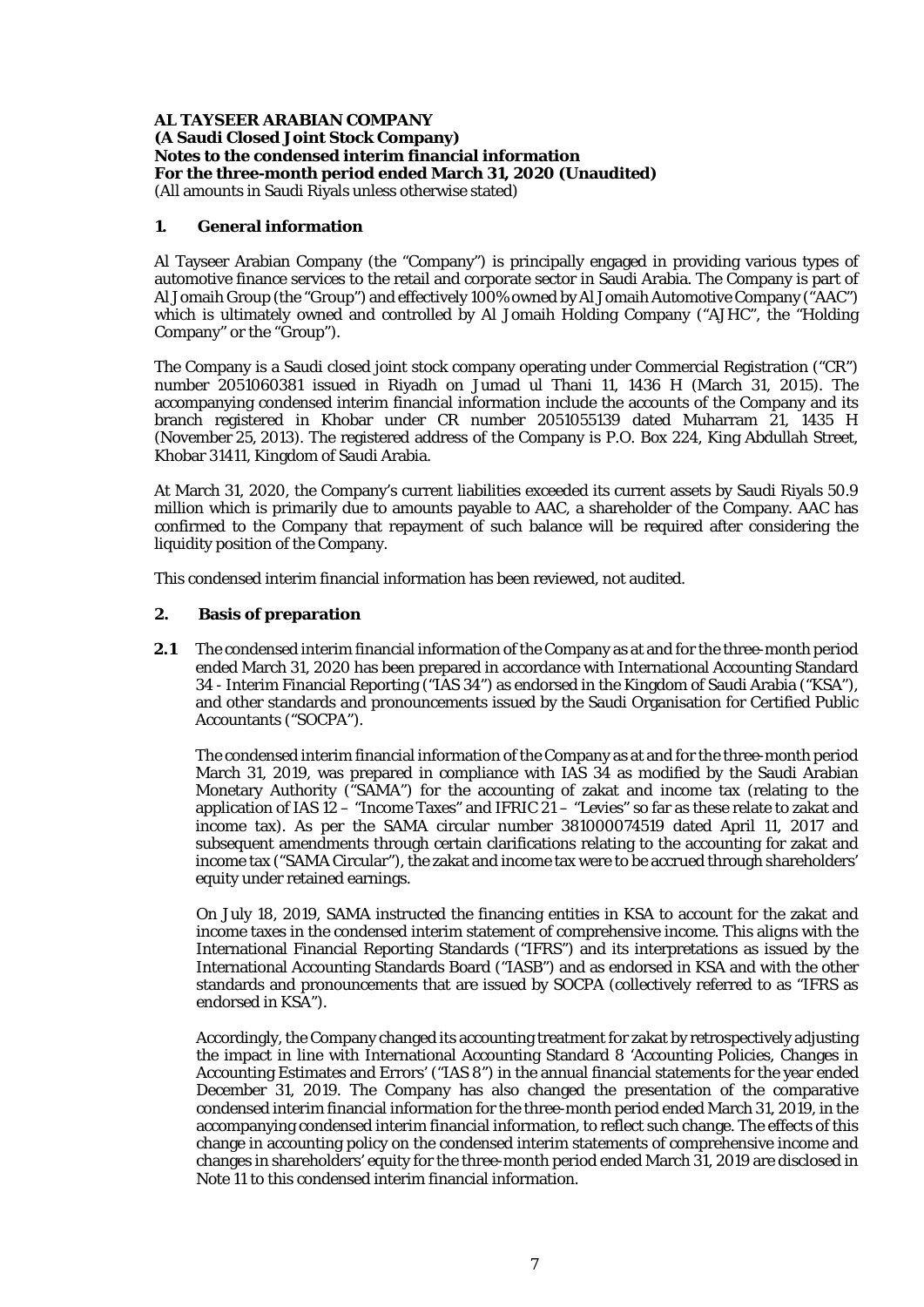**AL TAYSEER ARABIAN COMPANY**
**(A Saudi Closed Joint Stock Company)**
**Notes to the condensed interim financial information**
**For the three-month period ended March 31, 2020 (Unaudited)**
(All amounts in Saudi Riyals unless otherwise stated)

## 1. General information

Al Tayseer Arabian Company (the "Company") is principally engaged in providing various types of automotive finance services to the retail and corporate sector in Saudi Arabia. The Company is part of Al Jomaih Group (the "Group") and effectively 100% owned by Al Jomaih Automotive Company ("AAC") which is ultimately owned and controlled by Al Jomaih Holding Company ("AJHC", the "Holding Company" or the "Group").

The Company is a Saudi closed joint stock company operating under Commercial Registration ("CR") number 2051060381 issued in Riyadh on Jumad ul Thani 11, 1436 H (March 31, 2015). The accompanying condensed interim financial information include the accounts of the Company and its branch registered in Khobar under CR number 2051055139 dated Muharram 21, 1435 H (November 25, 2013). The registered address of the Company is P.O. Box 224, King Abdullah Street, Khobar 31411, Kingdom of Saudi Arabia.

At March 31, 2020, the Company's current liabilities exceeded its current assets by Saudi Riyals 50.9 million which is primarily due to amounts payable to AAC, a shareholder of the Company. AAC has confirmed to the Company that repayment of such balance will be required after considering the liquidity position of the Company.

This condensed interim financial information has been reviewed, not audited.

## 2. Basis of preparation

**2.1** The condensed interim financial information of the Company as at and for the three-month period ended March 31, 2020 has been prepared in accordance with International Accounting Standard 34 - Interim Financial Reporting ("IAS 34") as endorsed in the Kingdom of Saudi Arabia ("KSA"), and other standards and pronouncements issued by the Saudi Organisation for Certified Public Accountants ("SOCPA").

The condensed interim financial information of the Company as at and for the three-month period March 31, 2019, was prepared in compliance with IAS 34 as modified by the Saudi Arabian Monetary Authority ("SAMA") for the accounting of zakat and income tax (relating to the application of IAS 12 – "Income Taxes" and IFRIC 21 – "Levies" so far as these relate to zakat and income tax). As per the SAMA circular number 381000074519 dated April 11, 2017 and subsequent amendments through certain clarifications relating to the accounting for zakat and income tax ("SAMA Circular"), the zakat and income tax were to be accrued through shareholders' equity under retained earnings.

On July 18, 2019, SAMA instructed the financing entities in KSA to account for the zakat and income taxes in the condensed interim statement of comprehensive income. This aligns with the International Financial Reporting Standards ("IFRS") and its interpretations as issued by the International Accounting Standards Board ("IASB") and as endorsed in KSA and with the other standards and pronouncements that are issued by SOCPA (collectively referred to as "IFRS as endorsed in KSA").

Accordingly, the Company changed its accounting treatment for zakat by retrospectively adjusting the impact in line with International Accounting Standard 8 'Accounting Policies, Changes in Accounting Estimates and Errors' ("IAS 8") in the annual financial statements for the year ended December 31, 2019. The Company has also changed the presentation of the comparative condensed interim financial information for the three-month period ended March 31, 2019, in the accompanying condensed interim financial information, to reflect such change. The effects of this change in accounting policy on the condensed interim statements of comprehensive income and changes in shareholders' equity for the three-month period ended March 31, 2019 are disclosed in Note 11 to this condensed interim financial information.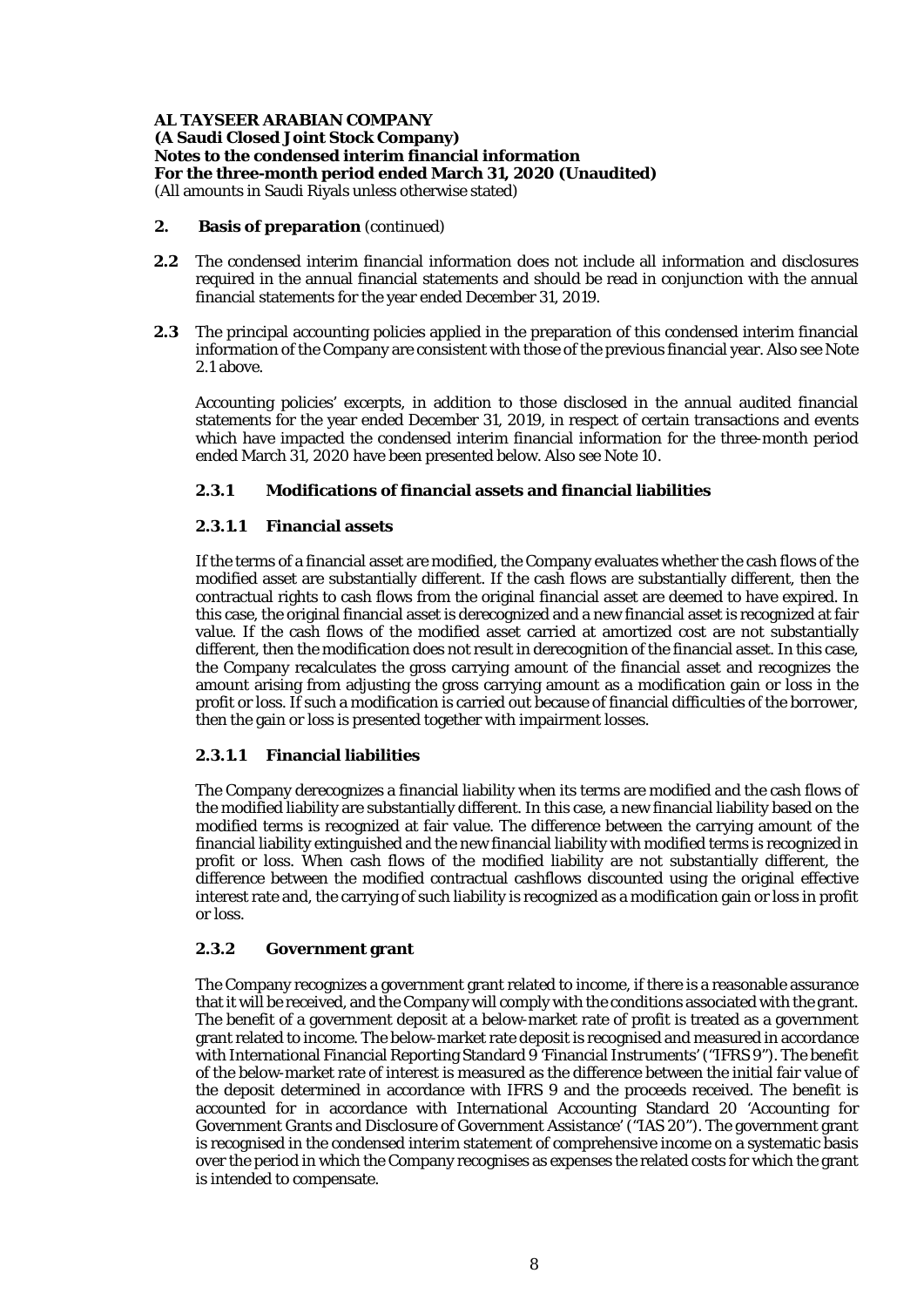**AL TAYSEER ARABIAN COMPANY**
**(A Saudi Closed Joint Stock Company)**
**Notes to the condensed interim financial information**
**For the three-month period ended March 31, 2020 (Unaudited)**
(All amounts in Saudi Riyals unless otherwise stated)

## 2. Basis of preparation (continued)

**2.2** The condensed interim financial information does not include all information and disclosures required in the annual financial statements and should be read in conjunction with the annual financial statements for the year ended December 31, 2019.

**2.3** The principal accounting policies applied in the preparation of this condensed interim financial information of the Company are consistent with those of the previous financial year. Also see Note 2.1 above.

Accounting policies' excerpts, in addition to those disclosed in the annual audited financial statements for the year ended December 31, 2019, in respect of certain transactions and events which have impacted the condensed interim financial information for the three-month period ended March 31, 2020 have been presented below. Also see Note 10.

### 2.3.1 Modifications of financial assets and financial liabilities

#### 2.3.1.1 Financial assets

If the terms of a financial asset are modified, the Company evaluates whether the cash flows of the modified asset are substantially different. If the cash flows are substantially different, then the contractual rights to cash flows from the original financial asset are deemed to have expired. In this case, the original financial asset is derecognized and a new financial asset is recognized at fair value. If the cash flows of the modified asset carried at amortized cost are not substantially different, then the modification does not result in derecognition of the financial asset. In this case, the Company recalculates the gross carrying amount of the financial asset and recognizes the amount arising from adjusting the gross carrying amount as a modification gain or loss in the profit or loss. If such a modification is carried out because of financial difficulties of the borrower, then the gain or loss is presented together with impairment losses.

#### 2.3.1.1 Financial liabilities

The Company derecognizes a financial liability when its terms are modified and the cash flows of the modified liability are substantially different. In this case, a new financial liability based on the modified terms is recognized at fair value. The difference between the carrying amount of the financial liability extinguished and the new financial liability with modified terms is recognized in profit or loss. When cash flows of the modified liability are not substantially different, the difference between the modified contractual cashflows discounted using the original effective interest rate and, the carrying of such liability is recognized as a modification gain or loss in profit or loss.

### 2.3.2 Government grant

The Company recognizes a government grant related to income, if there is a reasonable assurance that it will be received, and the Company will comply with the conditions associated with the grant. The benefit of a government deposit at a below-market rate of profit is treated as a government grant related to income. The below-market rate deposit is recognised and measured in accordance with International Financial Reporting Standard 9 'Financial Instruments' ("IFRS 9"). The benefit of the below-market rate of interest is measured as the difference between the initial fair value of the deposit determined in accordance with IFRS 9 and the proceeds received. The benefit is accounted for in accordance with International Accounting Standard 20 'Accounting for Government Grants and Disclosure of Government Assistance' ("IAS 20"). The government grant is recognised in the condensed interim statement of comprehensive income on a systematic basis over the period in which the Company recognises as expenses the related costs for which the grant is intended to compensate.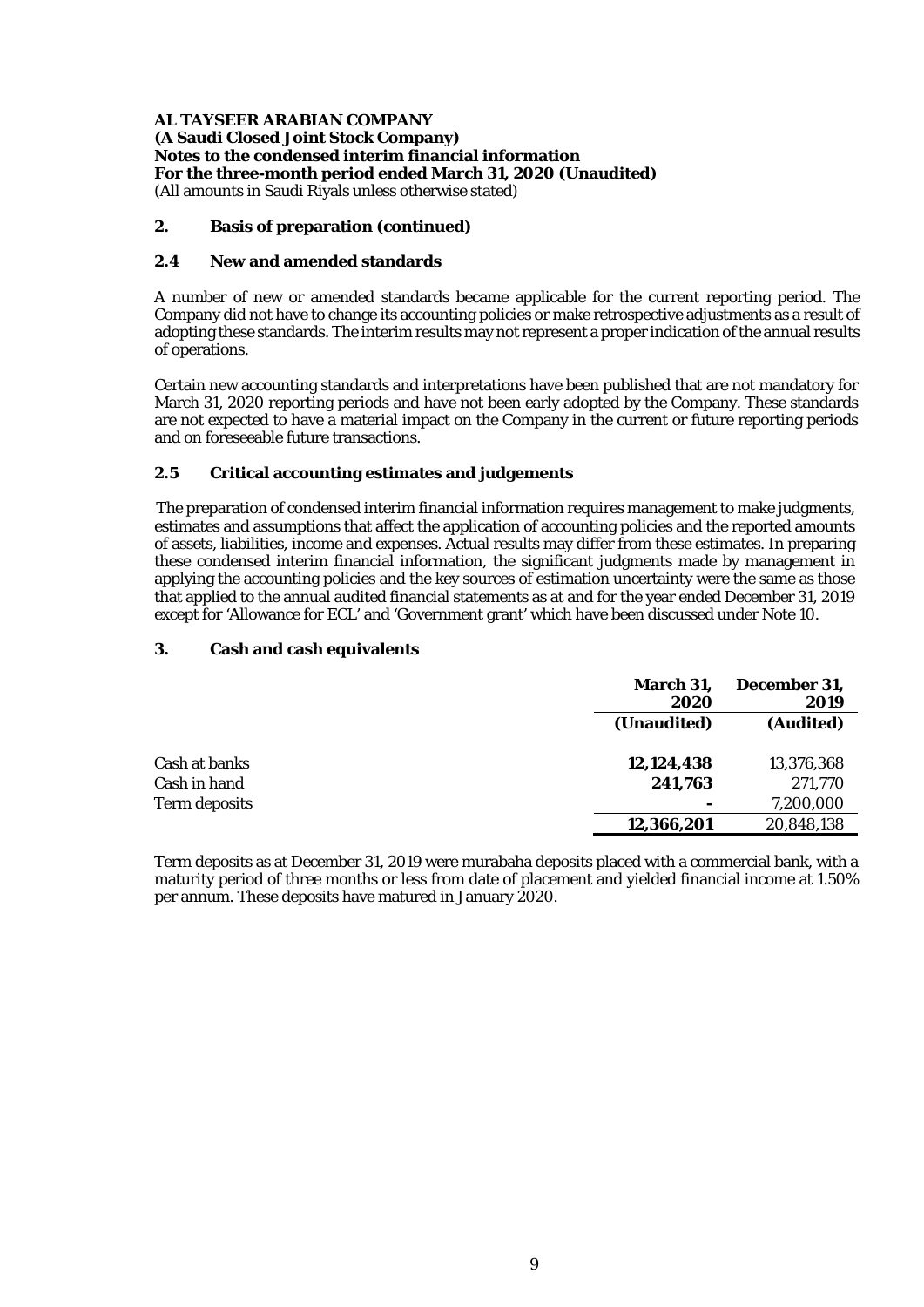**AL TAYSEER ARABIAN COMPANY**
**(A Saudi Closed Joint Stock Company)**
**Notes to the condensed interim financial information**
**For the three-month period ended March 31, 2020 (Unaudited)**
(All amounts in Saudi Riyals unless otherwise stated)

## 2. Basis of preparation (continued)

### 2.4 New and amended standards

A number of new or amended standards became applicable for the current reporting period. The Company did not have to change its accounting policies or make retrospective adjustments as a result of adopting these standards. The interim results may not represent a proper indication of the annual results of operations.

Certain new accounting standards and interpretations have been published that are not mandatory for March 31, 2020 reporting periods and have not been early adopted by the Company. These standards are not expected to have a material impact on the Company in the current or future reporting periods and on foreseeable future transactions.

### 2.5 Critical accounting estimates and judgements

The preparation of condensed interim financial information requires management to make judgments, estimates and assumptions that affect the application of accounting policies and the reported amounts of assets, liabilities, income and expenses. Actual results may differ from these estimates. In preparing these condensed interim financial information, the significant judgments made by management in applying the accounting policies and the key sources of estimation uncertainty were the same as those that applied to the annual audited financial statements as at and for the year ended December 31, 2019 except for 'Allowance for ECL' and 'Government grant' which have been discussed under Note 10.

## 3. Cash and cash equivalents

| | **March 31, 2020** | **December 31, 2019** |
|---|---|---|
| | **(Unaudited)** | **(Audited)** |
| Cash at banks | **12,124,438** | 13,376,368 |
| Cash in hand | **241,763** | 271,770 |
| Term deposits | **-** | 7,200,000 |
| | **12,366,201** | 20,848,138 |

Term deposits as at December 31, 2019 were murabaha deposits placed with a commercial bank, with a maturity period of three months or less from date of placement and yielded financial income at 1.50% per annum. These deposits have matured in January 2020.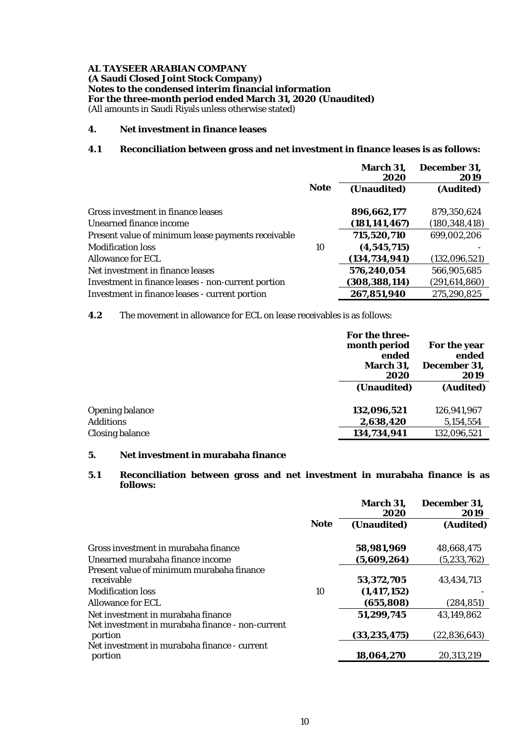**AL TAYSEER ARABIAN COMPANY**
**(A Saudi Closed Joint Stock Company)**
**Notes to the condensed interim financial information**
**For the three-month period ended March 31, 2020 (Unaudited)**
(All amounts in Saudi Riyals unless otherwise stated)

## 4. Net investment in finance leases

### 4.1 Reconciliation between gross and net investment in finance leases is as follows:

| | Note | March 31, 2020 (Unaudited) | December 31, 2019 (Audited) |
|---|---|---|---|
| Gross investment in finance leases | | **896,662,177** | 879,350,624 |
| Unearned finance income | | **(181,141,467)** | (180,348,418) |
| Present value of minimum lease payments receivable | | **715,520,710** | 699,002,206 |
| Modification loss | 10 | **(4,545,715)** | - |
| Allowance for ECL | | **(134,734,941)** | (132,096,521) |
| Net investment in finance leases | | **576,240,054** | 566,905,685 |
| Investment in finance leases - non-current portion | | **(308,388,114)** | (291,614,860) |
| Investment in finance leases - current portion | | **267,851,940** | 275,290,825 |

**4.2** The movement in allowance for ECL on lease receivables is as follows:

| | For the three-month period ended March 31, 2020 (Unaudited) | For the year ended December 31, 2019 (Audited) |
|---|---|---|
| Opening balance | **132,096,521** | 126,941,967 |
| Additions | **2,638,420** | 5,154,554 |
| Closing balance | **134,734,941** | 132,096,521 |

## 5. Net investment in murabaha finance

### 5.1 Reconciliation between gross and net investment in murabaha finance is as follows:

| | Note | March 31, 2020 (Unaudited) | December 31, 2019 (Audited) |
|---|---|---|---|
| Gross investment in murabaha finance | | **58,981,969** | 48,668,475 |
| Unearned murabaha finance income | | **(5,609,264)** | (5,233,762) |
| Present value of minimum murabaha finance receivable | | **53,372,705** | 43,434,713 |
| Modification loss | 10 | **(1,417,152)** | - |
| Allowance for ECL | | **(655,808)** | (284,851) |
| Net investment in murabaha finance | | **51,299,745** | 43,149,862 |
| Net investment in murabaha finance - non-current portion | | **(33,235,475)** | (22,836,643) |
| Net investment in murabaha finance - current portion | | **18,064,270** | 20,313,219 |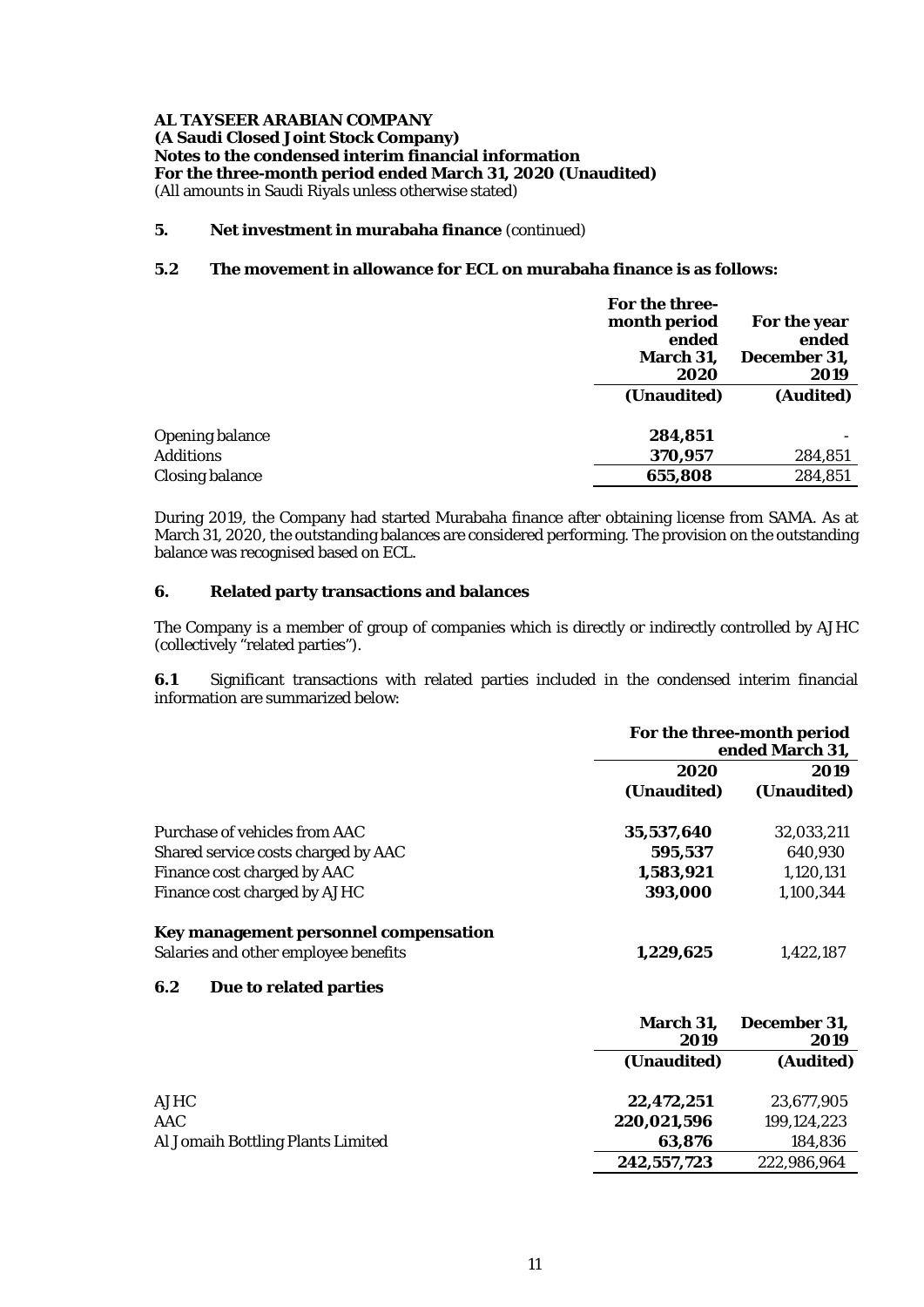**AL TAYSEER ARABIAN COMPANY**
**(A Saudi Closed Joint Stock Company)**
**Notes to the condensed interim financial information**
**For the three-month period ended March 31, 2020 (Unaudited)**
(All amounts in Saudi Riyals unless otherwise stated)

## 5. Net investment in murabaha finance (continued)

### 5.2 The movement in allowance for ECL on murabaha finance is as follows:

| | For the three-month period ended March 31, 2020 | For the year ended December 31, 2019 |
|---|---|---|
| | **(Unaudited)** | **(Audited)** |
| Opening balance | **284,851** | - |
| Additions | **370,957** | 284,851 |
| Closing balance | **655,808** | 284,851 |

During 2019, the Company had started Murabaha finance after obtaining license from SAMA. As at March 31, 2020, the outstanding balances are considered performing. The provision on the outstanding balance was recognised based on ECL.

## 6. Related party transactions and balances

The Company is a member of group of companies which is directly or indirectly controlled by AJHC (collectively "related parties").

**6.1** Significant transactions with related parties included in the condensed interim financial information are summarized below:

| | For the three-month period ended March 31, | |
|---|---|---|
| | **2020** | **2019** |
| | **(Unaudited)** | **(Unaudited)** |
| Purchase of vehicles from AAC | **35,537,640** | 32,033,211 |
| Shared service costs charged by AAC | **595,537** | 640,930 |
| Finance cost charged by AAC | **1,583,921** | 1,120,131 |
| Finance cost charged by AJHC | **393,000** | 1,100,344 |
| **Key management personnel compensation** | | |
| Salaries and other employee benefits | **1,229,625** | 1,422,187 |

### 6.2 Due to related parties

| | March 31, 2019 | December 31, 2019 |
|---|---|---|
| | **(Unaudited)** | **(Audited)** |
| AJHC | **22,472,251** | 23,677,905 |
| AAC | **220,021,596** | 199,124,223 |
| Al Jomaih Bottling Plants Limited | **63,876** | 184,836 |
| | **242,557,723** | 222,986,964 |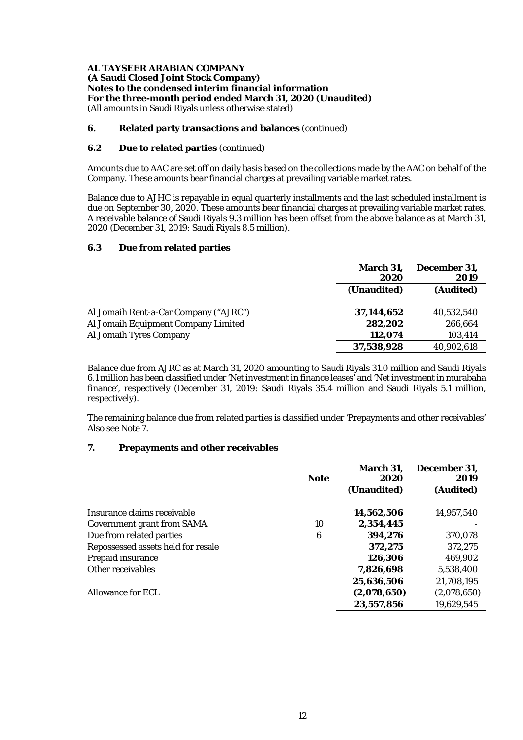**AL TAYSEER ARABIAN COMPANY**
**(A Saudi Closed Joint Stock Company)**
**Notes to the condensed interim financial information**
**For the three-month period ended March 31, 2020 (Unaudited)**
(All amounts in Saudi Riyals unless otherwise stated)

## 6. Related party transactions and balances (continued)

### 6.2 Due to related parties (continued)

Amounts due to AAC are set off on daily basis based on the collections made by the AAC on behalf of the Company. These amounts bear financial charges at prevailing variable market rates.

Balance due to AJHC is repayable in equal quarterly installments and the last scheduled installment is due on September 30, 2020. These amounts bear financial charges at prevailing variable market rates. A receivable balance of Saudi Riyals 9.3 million has been offset from the above balance as at March 31, 2020 (December 31, 2019: Saudi Riyals 8.5 million).

### 6.3 Due from related parties

| | March 31, 2020 | December 31, 2019 |
|---|---|---|
| | (Unaudited) | (Audited) |
| Al Jomaih Rent-a-Car Company ("AJRC") | **37,144,652** | 40,532,540 |
| Al Jomaih Equipment Company Limited | **282,202** | 266,664 |
| Al Jomaih Tyres Company | **112,074** | 103,414 |
| | **37,538,928** | 40,902,618 |

Balance due from AJRC as at March 31, 2020 amounting to Saudi Riyals 31.0 million and Saudi Riyals 6.1 million has been classified under 'Net investment in finance leases' and 'Net investment in murabaha finance', respectively (December 31, 2019: Saudi Riyals 35.4 million and Saudi Riyals 5.1 million, respectively).

The remaining balance due from related parties is classified under 'Prepayments and other receivables' Also see Note 7.

## 7. Prepayments and other receivables

| | Note | March 31, 2020 | December 31, 2019 |
|---|---|---|---|
| | | (Unaudited) | (Audited) |
| Insurance claims receivable | | **14,562,506** | 14,957,540 |
| Government grant from SAMA | 10 | **2,354,445** | - |
| Due from related parties | 6 | **394,276** | 370,078 |
| Repossessed assets held for resale | | **372,275** | 372,275 |
| Prepaid insurance | | **126,306** | 469,902 |
| Other receivables | | **7,826,698** | 5,538,400 |
| | | **25,636,506** | 21,708,195 |
| Allowance for ECL | | **(2,078,650)** | (2,078,650) |
| | | **23,557,856** | 19,629,545 |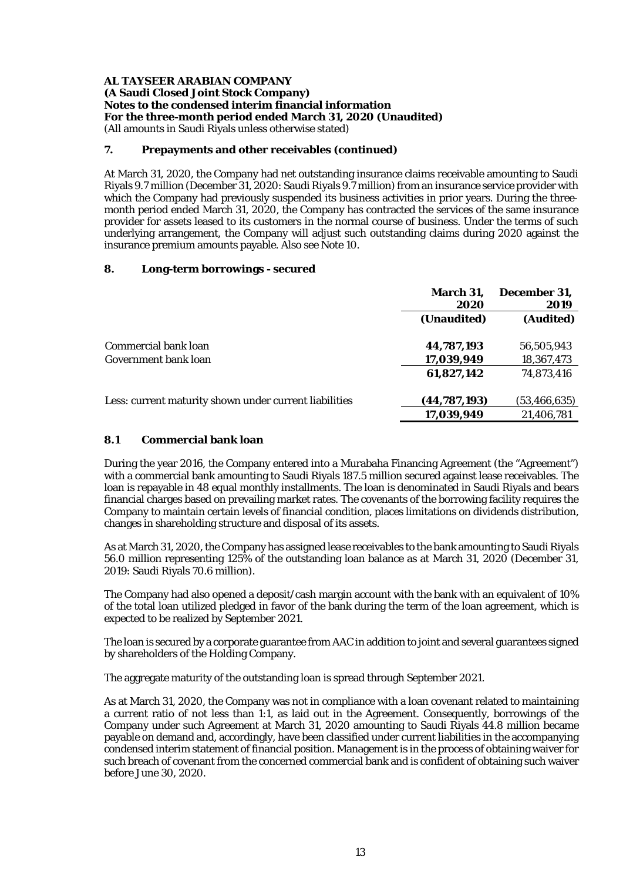**AL TAYSEER ARABIAN COMPANY**
**(A Saudi Closed Joint Stock Company)**
**Notes to the condensed interim financial information**
**For the three-month period ended March 31, 2020 (Unaudited)**
(All amounts in Saudi Riyals unless otherwise stated)

## 7. Prepayments and other receivables (continued)

At March 31, 2020, the Company had net outstanding insurance claims receivable amounting to Saudi Riyals 9.7 million (December 31, 2020: Saudi Riyals 9.7 million) from an insurance service provider with which the Company had previously suspended its business activities in prior years. During the three-month period ended March 31, 2020, the Company has contracted the services of the same insurance provider for assets leased to its customers in the normal course of business. Under the terms of such underlying arrangement, the Company will adjust such outstanding claims during 2020 against the insurance premium amounts payable. Also see Note 10.

## 8. Long-term borrowings - secured

| | March 31, 2020 | December 31, 2019 |
|---|---|---|
| | (Unaudited) | (Audited) |
| Commercial bank loan | **44,787,193** | 56,505,943 |
| Government bank loan | **17,039,949** | 18,367,473 |
| | **61,827,142** | 74,873,416 |
| Less: current maturity shown under current liabilities | **(44,787,193)** | (53,466,635) |
| | **17,039,949** | 21,406,781 |

### 8.1 Commercial bank loan

During the year 2016, the Company entered into a Murabaha Financing Agreement (the "Agreement") with a commercial bank amounting to Saudi Riyals 187.5 million secured against lease receivables. The loan is repayable in 48 equal monthly installments. The loan is denominated in Saudi Riyals and bears financial charges based on prevailing market rates. The covenants of the borrowing facility requires the Company to maintain certain levels of financial condition, places limitations on dividends distribution, changes in shareholding structure and disposal of its assets.

As at March 31, 2020, the Company has assigned lease receivables to the bank amounting to Saudi Riyals 56.0 million representing 125% of the outstanding loan balance as at March 31, 2020 (December 31, 2019: Saudi Riyals 70.6 million).

The Company had also opened a deposit/cash margin account with the bank with an equivalent of 10% of the total loan utilized pledged in favor of the bank during the term of the loan agreement, which is expected to be realized by September 2021.

The loan is secured by a corporate guarantee from AAC in addition to joint and several guarantees signed by shareholders of the Holding Company.

The aggregate maturity of the outstanding loan is spread through September 2021.

As at March 31, 2020, the Company was not in compliance with a loan covenant related to maintaining a current ratio of not less than 1:1, as laid out in the Agreement. Consequently, borrowings of the Company under such Agreement at March 31, 2020 amounting to Saudi Riyals 44.8 million became payable on demand and, accordingly, have been classified under current liabilities in the accompanying condensed interim statement of financial position. Management is in the process of obtaining waiver for such breach of covenant from the concerned commercial bank and is confident of obtaining such waiver before June 30, 2020.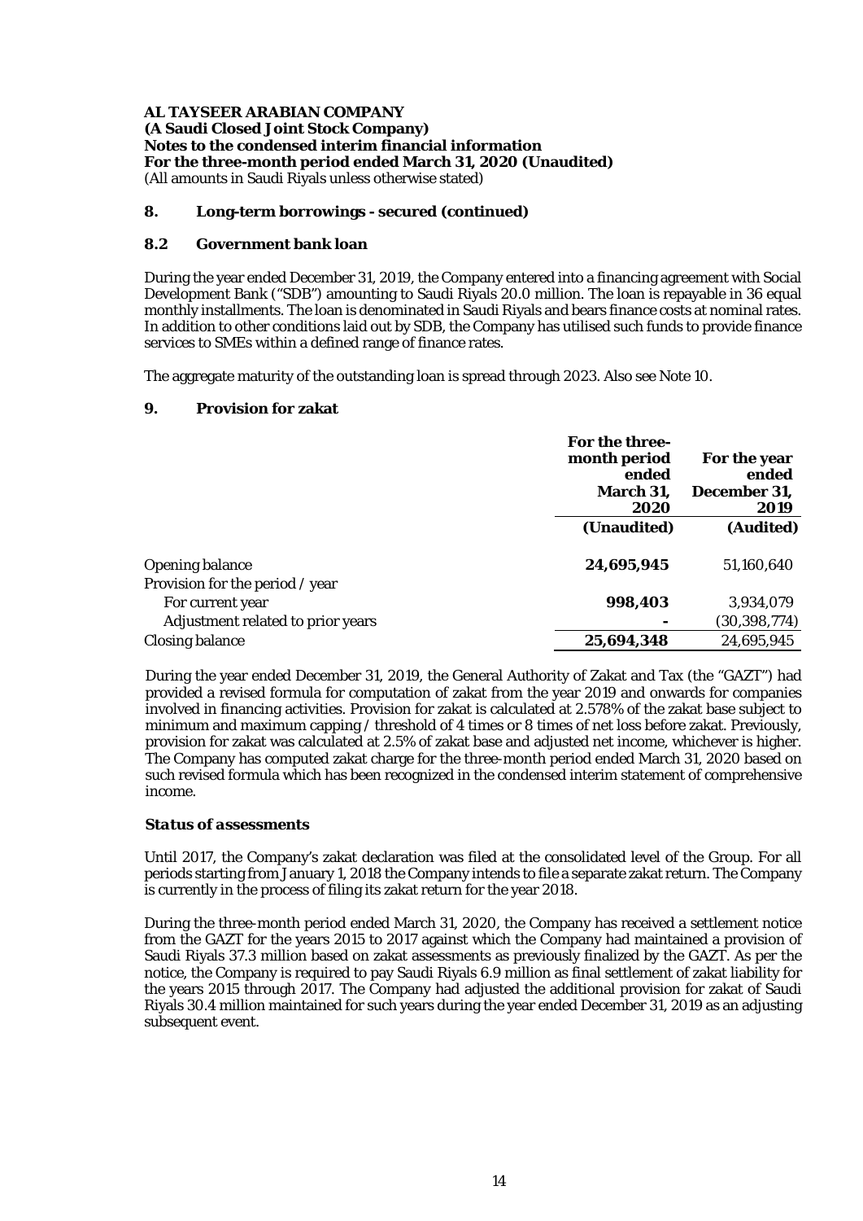**AL TAYSEER ARABIAN COMPANY**
**(A Saudi Closed Joint Stock Company)**
**Notes to the condensed interim financial information**
**For the three-month period ended March 31, 2020 (Unaudited)**
(All amounts in Saudi Riyals unless otherwise stated)

## 8. Long-term borrowings - secured (continued)

### 8.2 Government bank loan

During the year ended December 31, 2019, the Company entered into a financing agreement with Social Development Bank ("SDB") amounting to Saudi Riyals 20.0 million. The loan is repayable in 36 equal monthly installments. The loan is denominated in Saudi Riyals and bears finance costs at nominal rates. In addition to other conditions laid out by SDB, the Company has utilised such funds to provide finance services to SMEs within a defined range of finance rates.

The aggregate maturity of the outstanding loan is spread through 2023. Also see Note 10.

## 9. Provision for zakat

| | For the three-month period ended March 31, 2020 | For the year ended December 31, 2019 |
|---|---|---|
| | **(Unaudited)** | **(Audited)** |
| Opening balance | **24,695,945** | 51,160,640 |
| Provision for the period / year | | |
| For current year | **998,403** | 3,934,079 |
| Adjustment related to prior years | **-** | (30,398,774) |
| Closing balance | **25,694,348** | 24,695,945 |

During the year ended December 31, 2019, the General Authority of Zakat and Tax (the "GAZT") had provided a revised formula for computation of zakat from the year 2019 and onwards for companies involved in financing activities. Provision for zakat is calculated at 2.578% of the zakat base subject to minimum and maximum capping / threshold of 4 times or 8 times of net loss before zakat. Previously, provision for zakat was calculated at 2.5% of zakat base and adjusted net income, whichever is higher. The Company has computed zakat charge for the three-month period ended March 31, 2020 based on such revised formula which has been recognized in the condensed interim statement of comprehensive income.

***Status of assessments***

Until 2017, the Company's zakat declaration was filed at the consolidated level of the Group. For all periods starting from January 1, 2018 the Company intends to file a separate zakat return. The Company is currently in the process of filing its zakat return for the year 2018.

During the three-month period ended March 31, 2020, the Company has received a settlement notice from the GAZT for the years 2015 to 2017 against which the Company had maintained a provision of Saudi Riyals 37.3 million based on zakat assessments as previously finalized by the GAZT. As per the notice, the Company is required to pay Saudi Riyals 6.9 million as final settlement of zakat liability for the years 2015 through 2017. The Company had adjusted the additional provision for zakat of Saudi Riyals 30.4 million maintained for such years during the year ended December 31, 2019 as an adjusting subsequent event.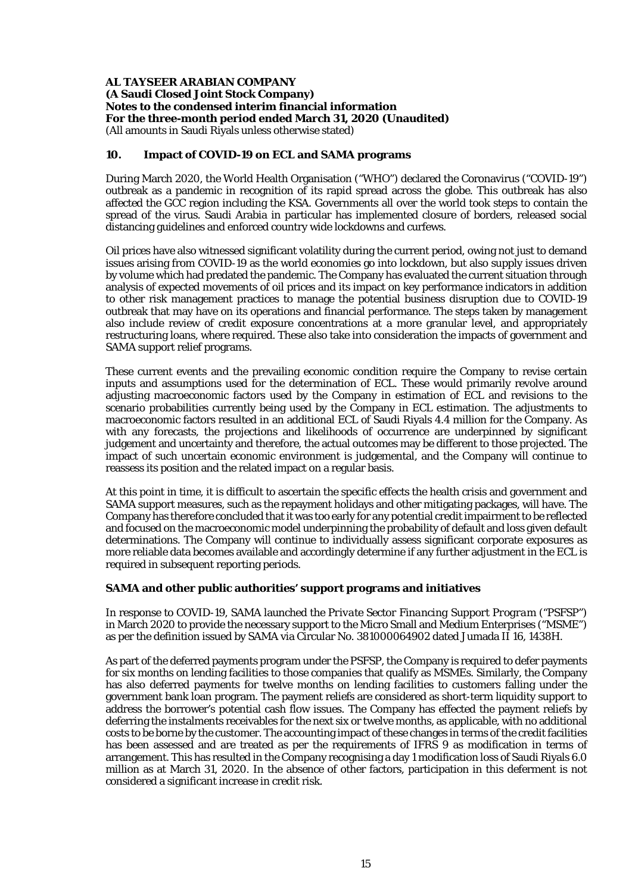## 10. Impact of COVID-19 on ECL and SAMA programs

During March 2020, the World Health Organisation ("WHO") declared the Coronavirus ("COVID-19") outbreak as a pandemic in recognition of its rapid spread across the globe. This outbreak has also affected the GCC region including the KSA. Governments all over the world took steps to contain the spread of the virus. Saudi Arabia in particular has implemented closure of borders, released social distancing guidelines and enforced country wide lockdowns and curfews.

Oil prices have also witnessed significant volatility during the current period, owing not just to demand issues arising from COVID-19 as the world economies go into lockdown, but also supply issues driven by volume which had predated the pandemic. The Company has evaluated the current situation through analysis of expected movements of oil prices and its impact on key performance indicators in addition to other risk management practices to manage the potential business disruption due to COVID-19 outbreak that may have on its operations and financial performance. The steps taken by management also include review of credit exposure concentrations at a more granular level, and appropriately restructuring loans, where required. These also take into consideration the impacts of government and SAMA support relief programs.

These current events and the prevailing economic condition require the Company to revise certain inputs and assumptions used for the determination of ECL. These would primarily revolve around adjusting macroeconomic factors used by the Company in estimation of ECL and revisions to the scenario probabilities currently being used by the Company in ECL estimation. The adjustments to macroeconomic factors resulted in an additional ECL of Saudi Riyals 4.4 million for the Company. As with any forecasts, the projections and likelihoods of occurrence are underpinned by significant judgement and uncertainty and therefore, the actual outcomes may be different to those projected. The impact of such uncertain economic environment is judgemental, and the Company will continue to reassess its position and the related impact on a regular basis.

At this point in time, it is difficult to ascertain the specific effects the health crisis and government and SAMA support measures, such as the repayment holidays and other mitigating packages, will have. The Company has therefore concluded that it was too early for any potential credit impairment to be reflected and focused on the macroeconomic model underpinning the probability of default and loss given default determinations. The Company will continue to individually assess significant corporate exposures as more reliable data becomes available and accordingly determine if any further adjustment in the ECL is required in subsequent reporting periods.

### SAMA and other public authorities' support programs and initiatives

In response to COVID-19, SAMA launched the *Private Sector Financing Support Program* ("PSFSP") in March 2020 to provide the necessary support to the Micro Small and Medium Enterprises ("MSME") as per the definition issued by SAMA via Circular No. 381000064902 dated Jumada II 16, 1438H.

As part of the deferred payments program under the PSFSP, the Company is required to defer payments for six months on lending facilities to those companies that qualify as MSMEs. Similarly, the Company has also deferred payments for twelve months on lending facilities to customers falling under the government bank loan program. The payment reliefs are considered as short-term liquidity support to address the borrower's potential cash flow issues. The Company has effected the payment reliefs by deferring the instalments receivables for the next six or twelve months, as applicable, with no additional costs to be borne by the customer. The accounting impact of these changes in terms of the credit facilities has been assessed and are treated as per the requirements of IFRS 9 as modification in terms of arrangement. This has resulted in the Company recognising a day 1 modification loss of Saudi Riyals 6.0 million as at March 31, 2020. In the absence of other factors, participation in this deferment is not considered a significant increase in credit risk.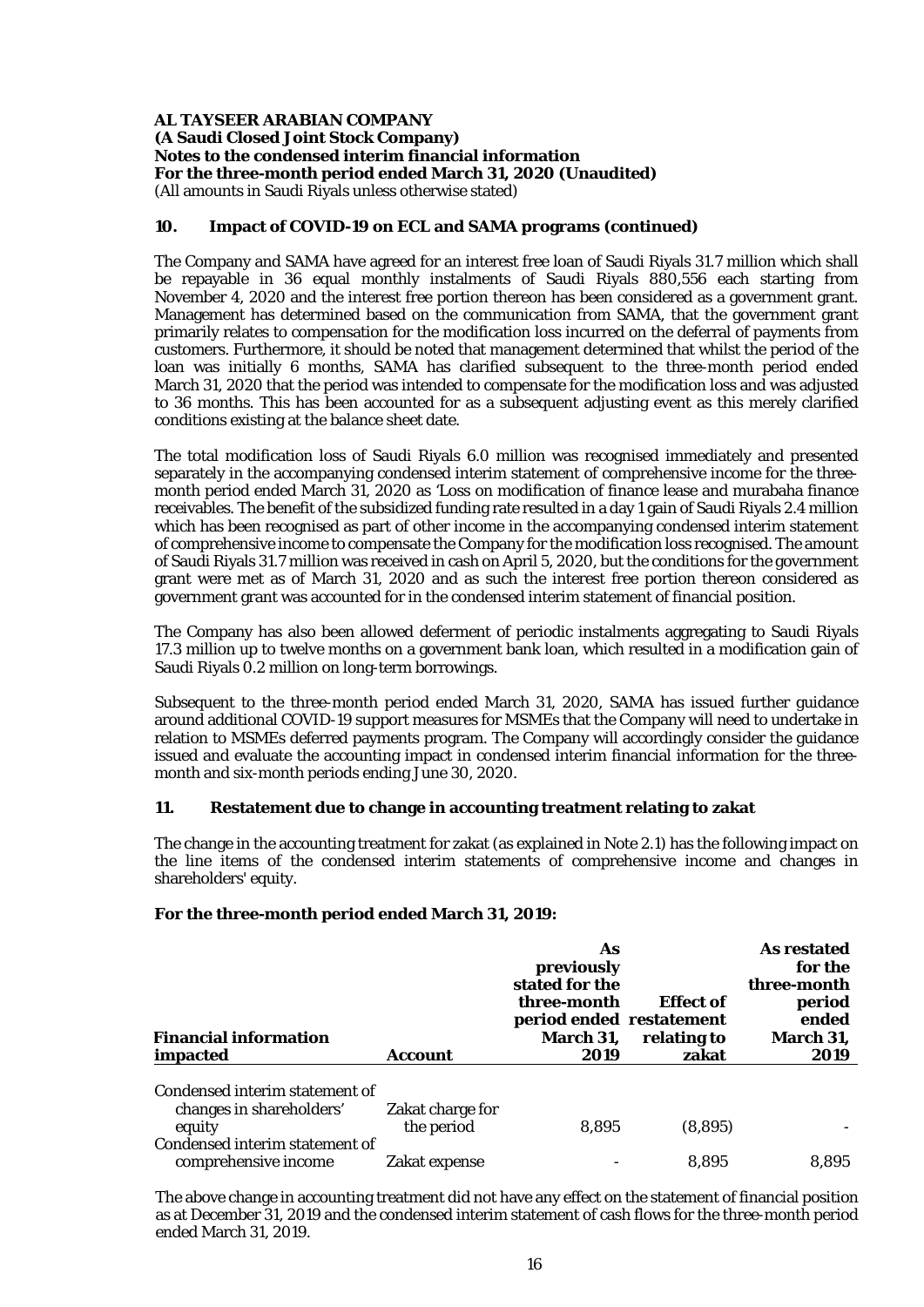**AL TAYSEER ARABIAN COMPANY**
**(A Saudi Closed Joint Stock Company)**
**Notes to the condensed interim financial information**
**For the three-month period ended March 31, 2020 (Unaudited)**
(All amounts in Saudi Riyals unless otherwise stated)

## 10. Impact of COVID-19 on ECL and SAMA programs (continued)

The Company and SAMA have agreed for an interest free loan of Saudi Riyals 31.7 million which shall be repayable in 36 equal monthly instalments of Saudi Riyals 880,556 each starting from November 4, 2020 and the interest free portion thereon has been considered as a government grant. Management has determined based on the communication from SAMA, that the government grant primarily relates to compensation for the modification loss incurred on the deferral of payments from customers. Furthermore, it should be noted that management determined that whilst the period of the loan was initially 6 months, SAMA has clarified subsequent to the three-month period ended March 31, 2020 that the period was intended to compensate for the modification loss and was adjusted to 36 months. This has been accounted for as a subsequent adjusting event as this merely clarified conditions existing at the balance sheet date.

The total modification loss of Saudi Riyals 6.0 million was recognised immediately and presented separately in the accompanying condensed interim statement of comprehensive income for the three-month period ended March 31, 2020 as 'Loss on modification of finance lease and murabaha finance receivables. The benefit of the subsidized funding rate resulted in a day 1 gain of Saudi Riyals 2.4 million which has been recognised as part of other income in the accompanying condensed interim statement of comprehensive income to compensate the Company for the modification loss recognised. The amount of Saudi Riyals 31.7 million was received in cash on April 5, 2020, but the conditions for the government grant were met as of March 31, 2020 and as such the interest free portion thereon considered as government grant was accounted for in the condensed interim statement of financial position.

The Company has also been allowed deferment of periodic instalments aggregating to Saudi Riyals 17.3 million up to twelve months on a government bank loan, which resulted in a modification gain of Saudi Riyals 0.2 million on long-term borrowings.

Subsequent to the three-month period ended March 31, 2020, SAMA has issued further guidance around additional COVID-19 support measures for MSMEs that the Company will need to undertake in relation to MSMEs deferred payments program. The Company will accordingly consider the guidance issued and evaluate the accounting impact in condensed interim financial information for the three-month and six-month periods ending June 30, 2020.

## 11. Restatement due to change in accounting treatment relating to zakat

The change in the accounting treatment for zakat (as explained in Note 2.1) has the following impact on the line items of the condensed interim statements of comprehensive income and changes in shareholders' equity.

**For the three-month period ended March 31, 2019:**

| Financial information impacted | Account | As previously stated for the three-month period ended March 31, 2019 | Effect of restatement relating to zakat | As restated for the three-month period ended March 31, 2019 |
|---|---|---|---|---|
| Condensed interim statement of changes in shareholders' equity | Zakat charge for the period | 8,895 | (8,895) | - |
| Condensed interim statement of comprehensive income | Zakat expense | - | 8,895 | 8,895 |

The above change in accounting treatment did not have any effect on the statement of financial position as at December 31, 2019 and the condensed interim statement of cash flows for the three-month period ended March 31, 2019.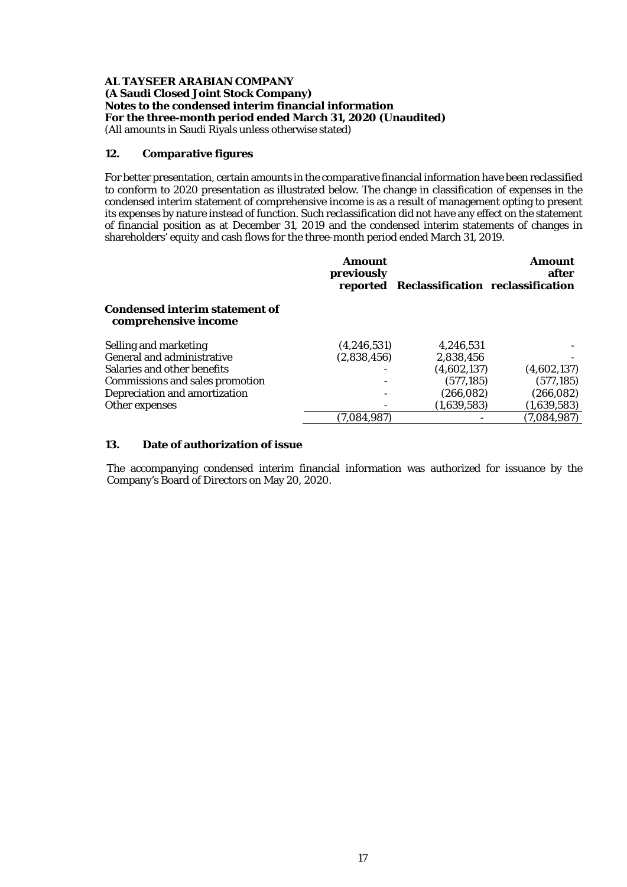**AL TAYSEER ARABIAN COMPANY**
**(A Saudi Closed Joint Stock Company)**
**Notes to the condensed interim financial information**
**For the three-month period ended March 31, 2020 (Unaudited)**
(All amounts in Saudi Riyals unless otherwise stated)

## 12. Comparative figures

For better presentation, certain amounts in the comparative financial information have been reclassified to conform to 2020 presentation as illustrated below. The change in classification of expenses in the condensed interim statement of comprehensive income is as a result of management opting to present its expenses by nature instead of function. Such reclassification did not have any effect on the statement of financial position as at December 31, 2019 and the condensed interim statements of changes in shareholders' equity and cash flows for the three-month period ended March 31, 2019.

| | **Amount previously reported** | **Reclassification** | **Amount after reclassification** |
|---|---|---|---|
| **Condensed interim statement of comprehensive income** | | | |
| Selling and marketing | (4,246,531) | 4,246,531 | - |
| General and administrative | (2,838,456) | 2,838,456 | - |
| Salaries and other benefits | - | (4,602,137) | (4,602,137) |
| Commissions and sales promotion | - | (577,185) | (577,185) |
| Depreciation and amortization | - | (266,082) | (266,082) |
| Other expenses | - | (1,639,583) | (1,639,583) |
| | (7,084,987) | - | (7,084,987) |

## 13. Date of authorization of issue

The accompanying condensed interim financial information was authorized for issuance by the Company's Board of Directors on May 20, 2020.